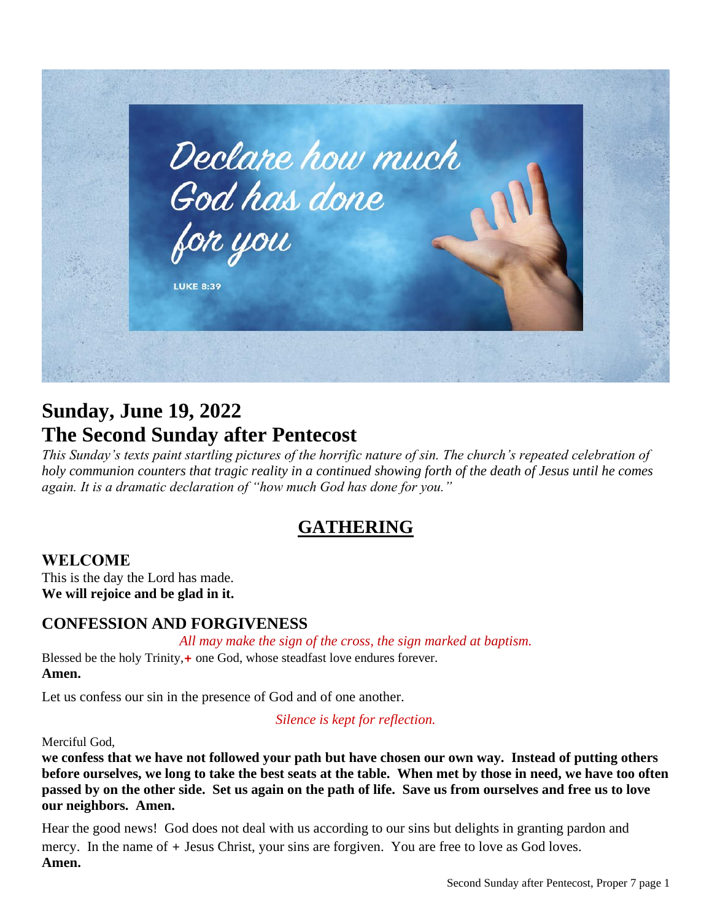Declare how much God has done for you

LUKE 8:39

# Sunday, June 19, 2022
# The Second Sunday after Pentecost

*This Sunday's texts paint startling pictures of the horrific nature of sin. The church's repeated celebration of holy communion counters that tragic reality in a continued showing forth of the death of Jesus until he comes again. It is a dramatic declaration of "how much God has done for you."*

## GATHERING

### WELCOME

This is the day the Lord has made.
**We will rejoice and be glad in it.**

### CONFESSION AND FORGIVENESS

*All may make the sign of the cross, the sign marked at baptism.*

Blessed be the holy Trinity,+ one God, whose steadfast love endures forever.
**Amen.**

Let us confess our sin in the presence of God and of one another.

*Silence is kept for reflection.*

Merciful God,
**we confess that we have not followed your path but have chosen our own way. Instead of putting others before ourselves, we long to take the best seats at the table. When met by those in need, we have too often passed by on the other side. Set us again on the path of life. Save us from ourselves and free us to love our neighbors. Amen.**

Hear the good news! God does not deal with us according to our sins but delights in granting pardon and mercy. In the name of + Jesus Christ, your sins are forgiven. You are free to love as God loves.
**Amen.**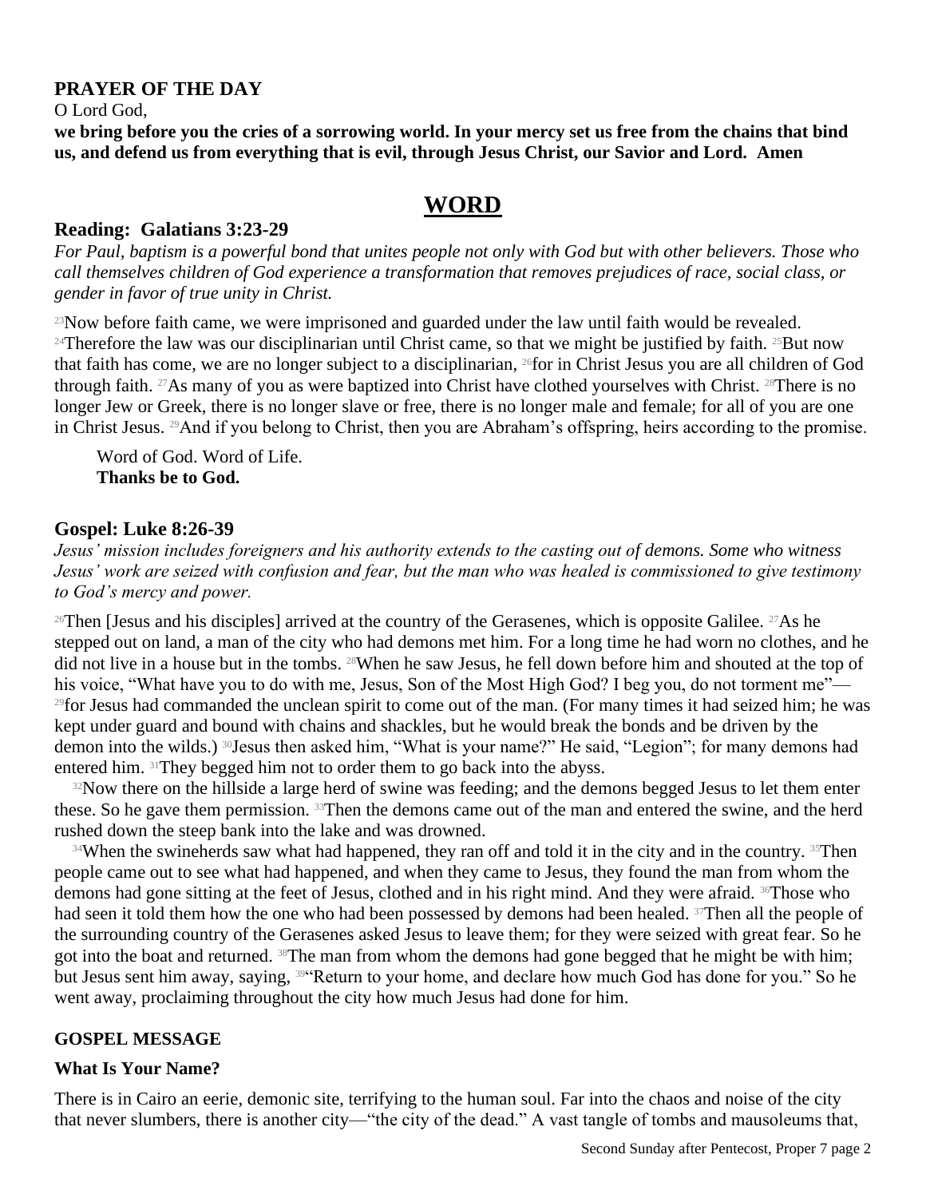## PRAYER OF THE DAY

O Lord God,

**we bring before you the cries of a sorrowing world. In your mercy set us free from the chains that bind us, and defend us from everything that is evil, through Jesus Christ, our Savior and Lord. Amen**

# WORD

### Reading: Galatians 3:23-29

*For Paul, baptism is a powerful bond that unites people not only with God but with other believers. Those who call themselves children of God experience a transformation that removes prejudices of race, social class, or gender in favor of true unity in Christ.*

[23]Now before faith came, we were imprisoned and guarded under the law until faith would be revealed. [24]Therefore the law was our disciplinarian until Christ came, so that we might be justified by faith. [25]But now that faith has come, we are no longer subject to a disciplinarian, [26]for in Christ Jesus you are all children of God through faith. [27]As many of you as were baptized into Christ have clothed yourselves with Christ. [28]There is no longer Jew or Greek, there is no longer slave or free, there is no longer male and female; for all of you are one in Christ Jesus. [29]And if you belong to Christ, then you are Abraham's offspring, heirs according to the promise.

Word of God. Word of Life.
**Thanks be to God.**

### Gospel: Luke 8:26-39

*Jesus' mission includes foreigners and his authority extends to the casting out of demons. Some who witness Jesus' work are seized with confusion and fear, but the man who was healed is commissioned to give testimony to God's mercy and power.*

[26]Then [Jesus and his disciples] arrived at the country of the Gerasenes, which is opposite Galilee. [27]As he stepped out on land, a man of the city who had demons met him. For a long time he had worn no clothes, and he did not live in a house but in the tombs. [28]When he saw Jesus, he fell down before him and shouted at the top of his voice, "What have you to do with me, Jesus, Son of the Most High God? I beg you, do not torment me"— [29]for Jesus had commanded the unclean spirit to come out of the man. (For many times it had seized him; he was kept under guard and bound with chains and shackles, but he would break the bonds and be driven by the demon into the wilds.) [30]Jesus then asked him, "What is your name?" He said, "Legion"; for many demons had entered him. [31]They begged him not to order them to go back into the abyss.

[32]Now there on the hillside a large herd of swine was feeding; and the demons begged Jesus to let them enter these. So he gave them permission. [33]Then the demons came out of the man and entered the swine, and the herd rushed down the steep bank into the lake and was drowned.

[34]When the swineherds saw what had happened, they ran off and told it in the city and in the country. [35]Then people came out to see what had happened, and when they came to Jesus, they found the man from whom the demons had gone sitting at the feet of Jesus, clothed and in his right mind. And they were afraid. [36]Those who had seen it told them how the one who had been possessed by demons had been healed. [37]Then all the people of the surrounding country of the Gerasenes asked Jesus to leave them; for they were seized with great fear. So he got into the boat and returned. [38]The man from whom the demons had gone begged that he might be with him; but Jesus sent him away, saying, [39]"Return to your home, and declare how much God has done for you." So he went away, proclaiming throughout the city how much Jesus had done for him.

## GOSPEL MESSAGE

### What Is Your Name?

There is in Cairo an eerie, demonic site, terrifying to the human soul. Far into the chaos and noise of the city that never slumbers, there is another city—"the city of the dead." A vast tangle of tombs and mausoleums that,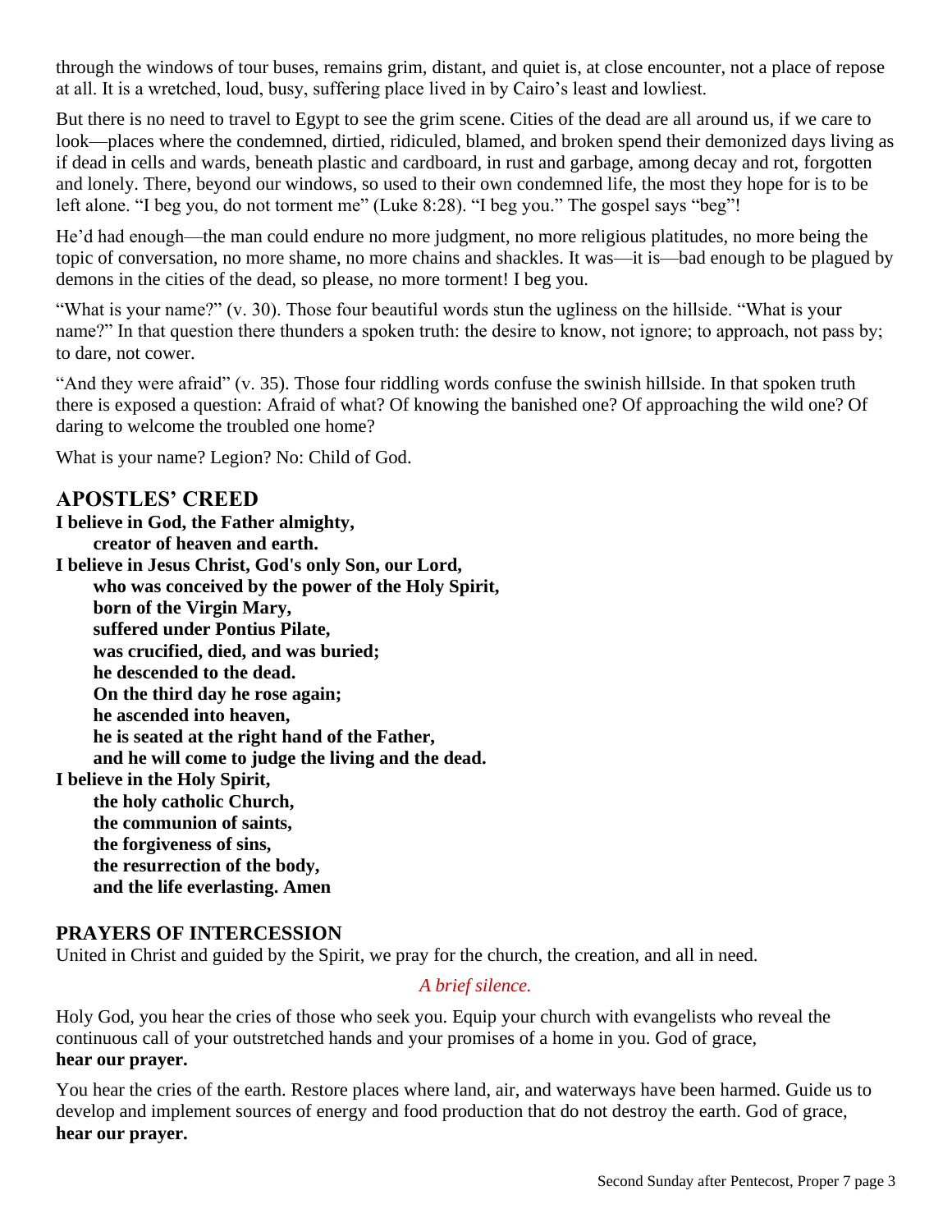through the windows of tour buses, remains grim, distant, and quiet is, at close encounter, not a place of repose at all. It is a wretched, loud, busy, suffering place lived in by Cairo's least and lowliest.

But there is no need to travel to Egypt to see the grim scene. Cities of the dead are all around us, if we care to look—places where the condemned, dirtied, ridiculed, blamed, and broken spend their demonized days living as if dead in cells and wards, beneath plastic and cardboard, in rust and garbage, among decay and rot, forgotten and lonely. There, beyond our windows, so used to their own condemned life, the most they hope for is to be left alone. "I beg you, do not torment me" (Luke 8:28). "I beg you." The gospel says "beg"!

He'd had enough—the man could endure no more judgment, no more religious platitudes, no more being the topic of conversation, no more shame, no more chains and shackles. It was—it is—bad enough to be plagued by demons in the cities of the dead, so please, no more torment! I beg you.

"What is your name?" (v. 30). Those four beautiful words stun the ugliness on the hillside. "What is your name?" In that question there thunders a spoken truth: the desire to know, not ignore; to approach, not pass by; to dare, not cower.

"And they were afraid" (v. 35). Those four riddling words confuse the swinish hillside. In that spoken truth there is exposed a question: Afraid of what? Of knowing the banished one? Of approaching the wild one? Of daring to welcome the troubled one home?

What is your name? Legion? No: Child of God.

## APOSTLES' CREED

**I believe in God, the Father almighty,**
**creator of heaven and earth.**
**I believe in Jesus Christ, God's only Son, our Lord,**
**who was conceived by the power of the Holy Spirit,**
**born of the Virgin Mary,**
**suffered under Pontius Pilate,**
**was crucified, died, and was buried;**
**he descended to the dead.**
**On the third day he rose again;**
**he ascended into heaven,**
**he is seated at the right hand of the Father,**
**and he will come to judge the living and the dead.**
**I believe in the Holy Spirit,**
**the holy catholic Church,**
**the communion of saints,**
**the forgiveness of sins,**
**the resurrection of the body,**
**and the life everlasting. Amen**

## PRAYERS OF INTERCESSION

United in Christ and guided by the Spirit, we pray for the church, the creation, and all in need.

*A brief silence.*

Holy God, you hear the cries of those who seek you. Equip your church with evangelists who reveal the continuous call of your outstretched hands and your promises of a home in you. God of grace,
**hear our prayer.**

You hear the cries of the earth. Restore places where land, air, and waterways have been harmed. Guide us to develop and implement sources of energy and food production that do not destroy the earth. God of grace,
**hear our prayer.**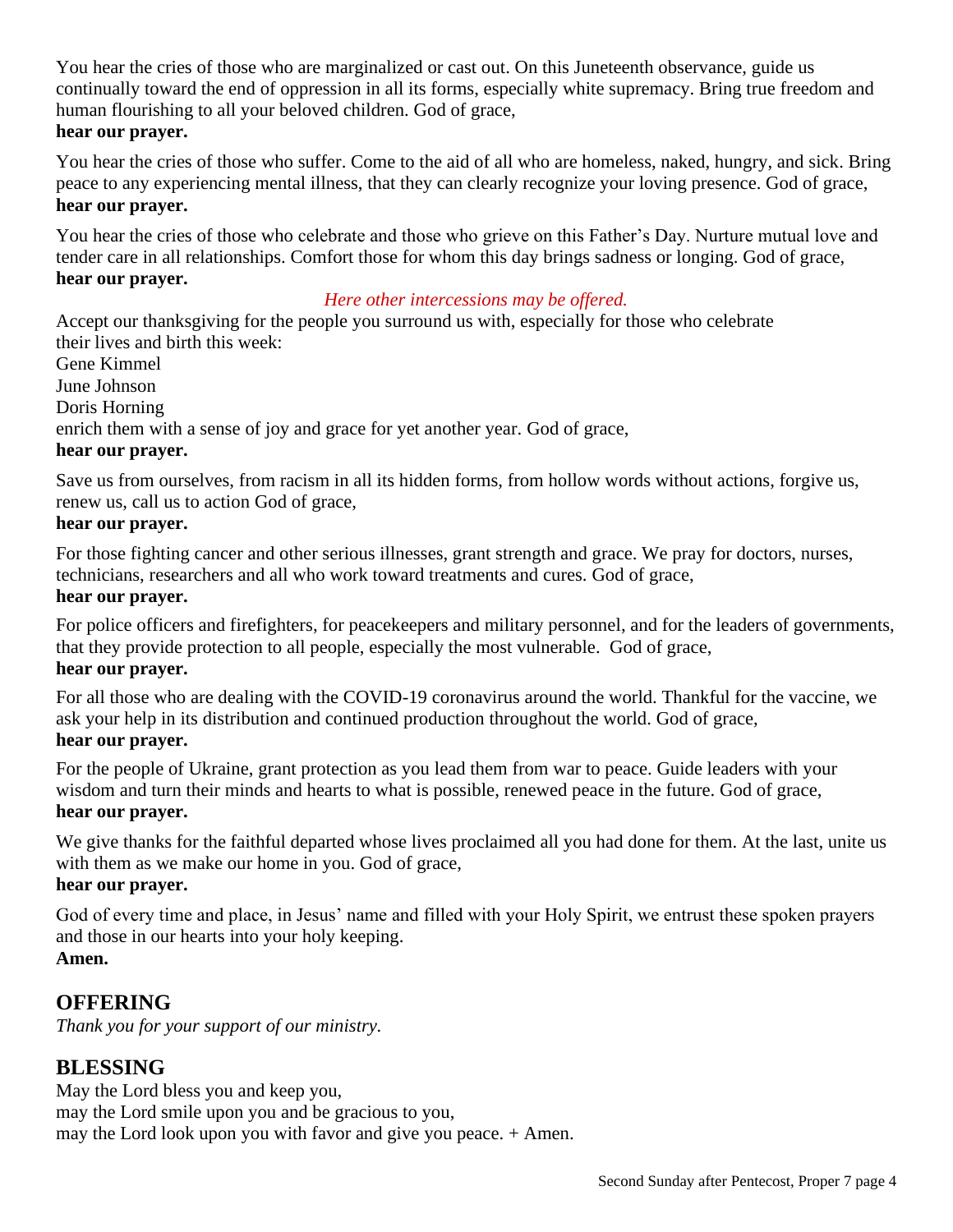You hear the cries of those who are marginalized or cast out. On this Juneteenth observance, guide us continually toward the end of oppression in all its forms, especially white supremacy. Bring true freedom and human flourishing to all your beloved children. God of grace,
**hear our prayer.**

You hear the cries of those who suffer. Come to the aid of all who are homeless, naked, hungry, and sick. Bring peace to any experiencing mental illness, that they can clearly recognize your loving presence. God of grace,
**hear our prayer.**

You hear the cries of those who celebrate and those who grieve on this Father's Day. Nurture mutual love and tender care in all relationships. Comfort those for whom this day brings sadness or longing. God of grace,
**hear our prayer.**

*Here other intercessions may be offered.*

Accept our thanksgiving for the people you surround us with, especially for those who celebrate their lives and birth this week:
Gene Kimmel
June Johnson
Doris Horning
enrich them with a sense of joy and grace for yet another year. God of grace,
**hear our prayer.**

Save us from ourselves, from racism in all its hidden forms, from hollow words without actions, forgive us, renew us, call us to action God of grace,
**hear our prayer.**

For those fighting cancer and other serious illnesses, grant strength and grace. We pray for doctors, nurses, technicians, researchers and all who work toward treatments and cures. God of grace,
**hear our prayer.**

For police officers and firefighters, for peacekeepers and military personnel, and for the leaders of governments, that they provide protection to all people, especially the most vulnerable. God of grace,
**hear our prayer.**

For all those who are dealing with the COVID-19 coronavirus around the world. Thankful for the vaccine, we ask your help in its distribution and continued production throughout the world. God of grace,
**hear our prayer.**

For the people of Ukraine, grant protection as you lead them from war to peace. Guide leaders with your wisdom and turn their minds and hearts to what is possible, renewed peace in the future. God of grace,
**hear our prayer.**

We give thanks for the faithful departed whose lives proclaimed all you had done for them. At the last, unite us with them as we make our home in you. God of grace,
**hear our prayer.**

God of every time and place, in Jesus' name and filled with your Holy Spirit, we entrust these spoken prayers and those in our hearts into your holy keeping.
**Amen.**

## OFFERING

*Thank you for your support of our ministry.*

## BLESSING

May the Lord bless you and keep you,
may the Lord smile upon you and be gracious to you,
may the Lord look upon you with favor and give you peace. + Amen.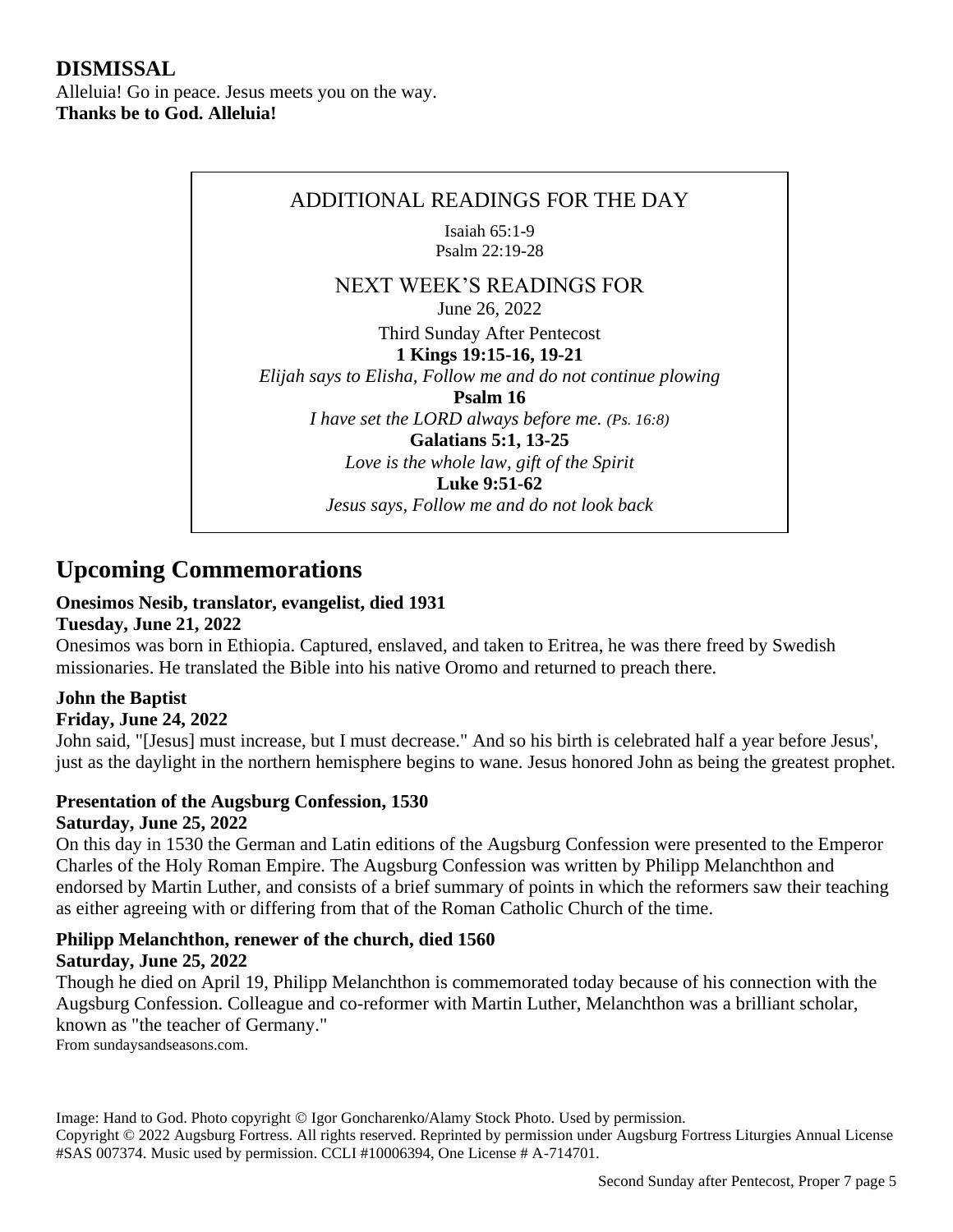## DISMISSAL

Alleluia! Go in peace. Jesus meets you on the way.
**Thanks be to God. Alleluia!**

ADDITIONAL READINGS FOR THE DAY

Isaiah 65:1-9
Psalm 22:19-28

NEXT WEEK'S READINGS FOR
June 26, 2022
Third Sunday After Pentecost

**1 Kings 19:15-16, 19-21**
*Elijah says to Elisha, Follow me and do not continue plowing*

**Psalm 16**
*I have set the LORD always before me. (Ps. 16:8)*

**Galatians 5:1, 13-25**
*Love is the whole law, gift of the Spirit*

**Luke 9:51-62**
*Jesus says, Follow me and do not look back*

# Upcoming Commemorations

**Onesimos Nesib, translator, evangelist, died 1931**
**Tuesday, June 21, 2022**

Onesimos was born in Ethiopia. Captured, enslaved, and taken to Eritrea, he was there freed by Swedish missionaries. He translated the Bible into his native Oromo and returned to preach there.

**John the Baptist**
**Friday, June 24, 2022**

John said, "[Jesus] must increase, but I must decrease." And so his birth is celebrated half a year before Jesus', just as the daylight in the northern hemisphere begins to wane. Jesus honored John as being the greatest prophet.

**Presentation of the Augsburg Confession, 1530**
**Saturday, June 25, 2022**

On this day in 1530 the German and Latin editions of the Augsburg Confession were presented to the Emperor Charles of the Holy Roman Empire. The Augsburg Confession was written by Philipp Melanchthon and endorsed by Martin Luther, and consists of a brief summary of points in which the reformers saw their teaching as either agreeing with or differing from that of the Roman Catholic Church of the time.

**Philipp Melanchthon, renewer of the church, died 1560**
**Saturday, June 25, 2022**

Though he died on April 19, Philipp Melanchthon is commemorated today because of his connection with the Augsburg Confession. Colleague and co-reformer with Martin Luther, Melanchthon was a brilliant scholar, known as "the teacher of Germany."
From sundaysandseasons.com.

Image: Hand to God. Photo copyright © Igor Goncharenko/Alamy Stock Photo. Used by permission.
Copyright © 2022 Augsburg Fortress. All rights reserved. Reprinted by permission under Augsburg Fortress Liturgies Annual License #SAS 007374. Music used by permission. CCLI #10006394, One License # A-714701.